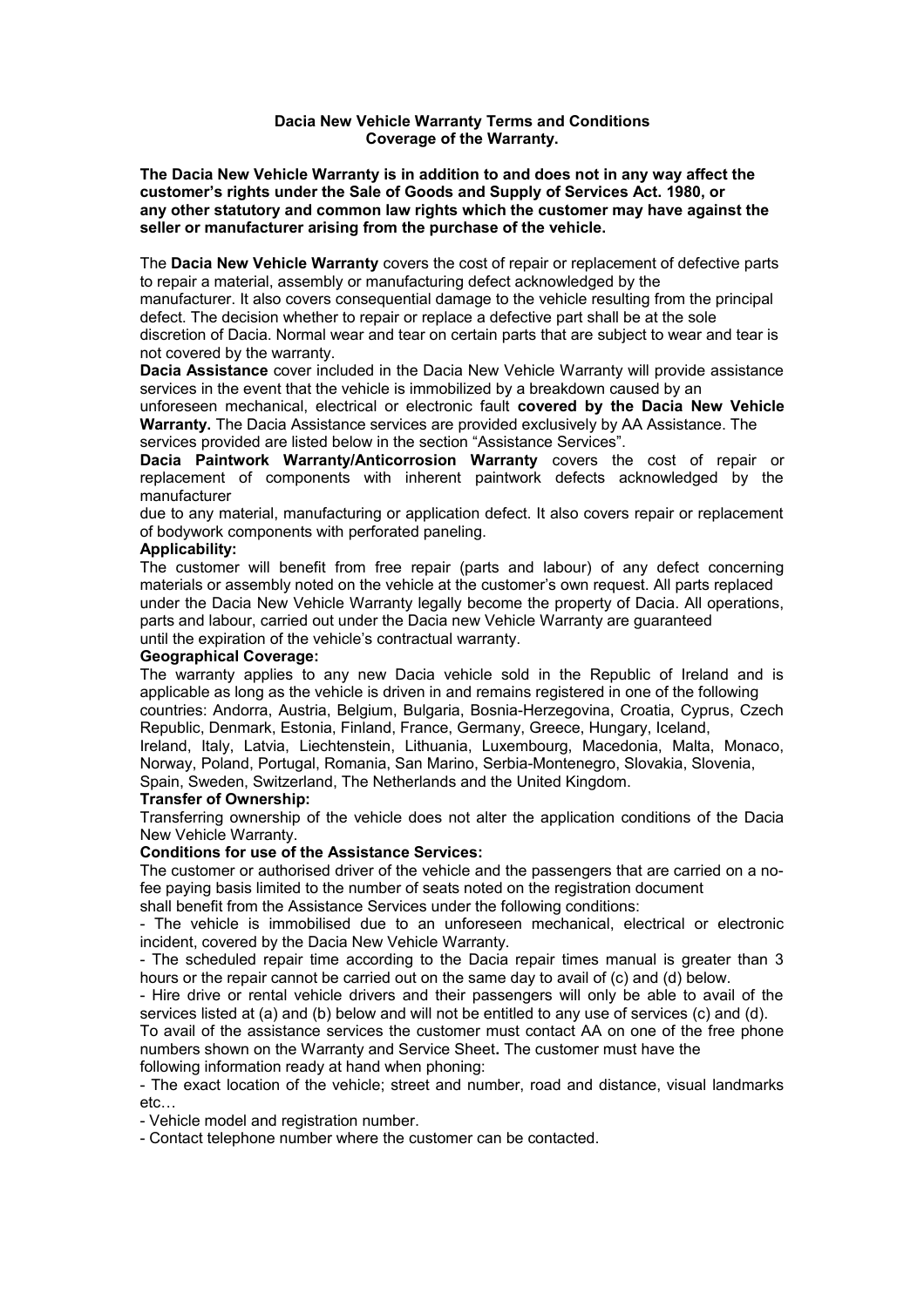# Dacia New Vehicle Warranty Terms and Conditions
## Coverage of the Warranty.

**The Dacia New Vehicle Warranty is in addition to and does not in any way affect the customer's rights under the Sale of Goods and Supply of Services Act. 1980, or any other statutory and common law rights which the customer may have against the seller or manufacturer arising from the purchase of the vehicle.**

The **Dacia New Vehicle Warranty** covers the cost of repair or replacement of defective parts to repair a material, assembly or manufacturing defect acknowledged by the manufacturer. It also covers consequential damage to the vehicle resulting from the principal defect. The decision whether to repair or replace a defective part shall be at the sole discretion of Dacia. Normal wear and tear on certain parts that are subject to wear and tear is not covered by the warranty.

**Dacia Assistance** cover included in the Dacia New Vehicle Warranty will provide assistance services in the event that the vehicle is immobilized by a breakdown caused by an unforeseen mechanical, electrical or electronic fault **covered by the Dacia New Vehicle Warranty.** The Dacia Assistance services are provided exclusively by AA Assistance. The services provided are listed below in the section "Assistance Services".

**Dacia Paintwork Warranty/Anticorrosion Warranty** covers the cost of repair or replacement of components with inherent paintwork defects acknowledged by the manufacturer due to any material, manufacturing or application defect. It also covers repair or replacement of bodywork components with perforated paneling.

**Applicability:**

The customer will benefit from free repair (parts and labour) of any defect concerning materials or assembly noted on the vehicle at the customer's own request. All parts replaced under the Dacia New Vehicle Warranty legally become the property of Dacia. All operations, parts and labour, carried out under the Dacia new Vehicle Warranty are guaranteed until the expiration of the vehicle's contractual warranty.

**Geographical Coverage:**

The warranty applies to any new Dacia vehicle sold in the Republic of Ireland and is applicable as long as the vehicle is driven in and remains registered in one of the following countries: Andorra, Austria, Belgium, Bulgaria, Bosnia-Herzegovina, Croatia, Cyprus, Czech Republic, Denmark, Estonia, Finland, France, Germany, Greece, Hungary, Iceland, Ireland, Italy, Latvia, Liechtenstein, Lithuania, Luxembourg, Macedonia, Malta, Monaco, Norway, Poland, Portugal, Romania, San Marino, Serbia-Montenegro, Slovakia, Slovenia, Spain, Sweden, Switzerland, The Netherlands and the United Kingdom.

**Transfer of Ownership:**

Transferring ownership of the vehicle does not alter the application conditions of the Dacia New Vehicle Warranty.

**Conditions for use of the Assistance Services:**

The customer or authorised driver of the vehicle and the passengers that are carried on a no-fee paying basis limited to the number of seats noted on the registration document shall benefit from the Assistance Services under the following conditions:

- The vehicle is immobilised due to an unforeseen mechanical, electrical or electronic incident, covered by the Dacia New Vehicle Warranty.
- The scheduled repair time according to the Dacia repair times manual is greater than 3 hours or the repair cannot be carried out on the same day to avail of (c) and (d) below.
- Hire drive or rental vehicle drivers and their passengers will only be able to avail of the services listed at (a) and (b) below and will not be entitled to any use of services (c) and (d).

To avail of the assistance services the customer must contact AA on one of the free phone numbers shown on the Warranty and Service Sheet**.** The customer must have the following information ready at hand when phoning:

- The exact location of the vehicle; street and number, road and distance, visual landmarks etc…
- Vehicle model and registration number.
- Contact telephone number where the customer can be contacted.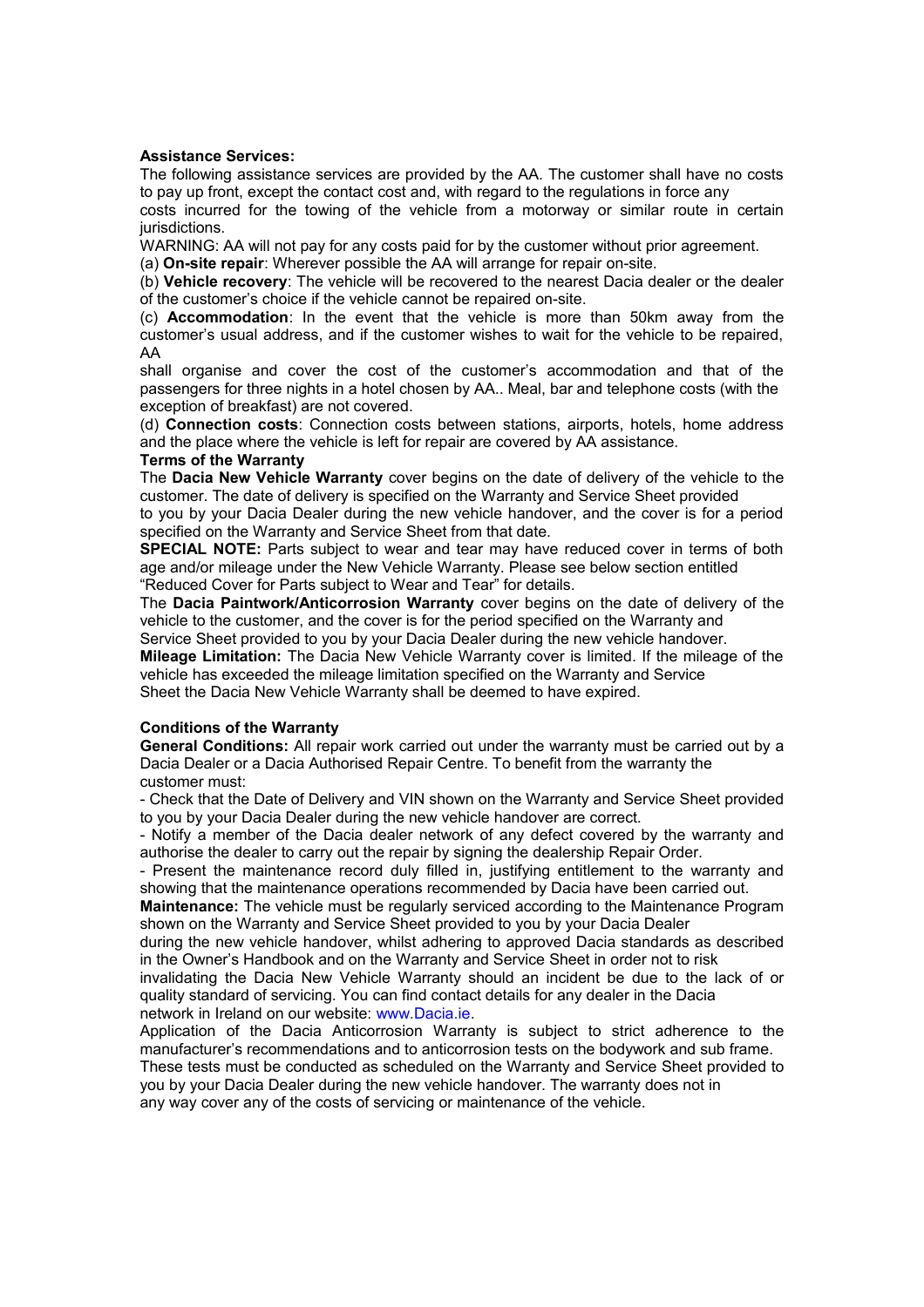**Assistance Services:**

The following assistance services are provided by the AA. The customer shall have no costs to pay up front, except the contact cost and, with regard to the regulations in force any costs incurred for the towing of the vehicle from a motorway or similar route in certain jurisdictions.

WARNING: AA will not pay for any costs paid for by the customer without prior agreement.

(a) **On-site repair**: Wherever possible the AA will arrange for repair on-site.

(b) **Vehicle recovery**: The vehicle will be recovered to the nearest Dacia dealer or the dealer of the customer's choice if the vehicle cannot be repaired on-site.

(c) **Accommodation**: In the event that the vehicle is more than 50km away from the customer's usual address, and if the customer wishes to wait for the vehicle to be repaired, AA shall organise and cover the cost of the customer's accommodation and that of the passengers for three nights in a hotel chosen by AA.. Meal, bar and telephone costs (with the exception of breakfast) are not covered.

(d) **Connection costs**: Connection costs between stations, airports, hotels, home address and the place where the vehicle is left for repair are covered by AA assistance.

**Terms of the Warranty**

The **Dacia New Vehicle Warranty** cover begins on the date of delivery of the vehicle to the customer. The date of delivery is specified on the Warranty and Service Sheet provided to you by your Dacia Dealer during the new vehicle handover, and the cover is for a period specified on the Warranty and Service Sheet from that date.

**SPECIAL NOTE:** Parts subject to wear and tear may have reduced cover in terms of both age and/or mileage under the New Vehicle Warranty. Please see below section entitled "Reduced Cover for Parts subject to Wear and Tear" for details.

The **Dacia Paintwork/Anticorrosion Warranty** cover begins on the date of delivery of the vehicle to the customer, and the cover is for the period specified on the Warranty and Service Sheet provided to you by your Dacia Dealer during the new vehicle handover.

**Mileage Limitation:** The Dacia New Vehicle Warranty cover is limited. If the mileage of the vehicle has exceeded the mileage limitation specified on the Warranty and Service Sheet the Dacia New Vehicle Warranty shall be deemed to have expired.

**Conditions of the Warranty**

**General Conditions:** All repair work carried out under the warranty must be carried out by a Dacia Dealer or a Dacia Authorised Repair Centre. To benefit from the warranty the customer must:

- Check that the Date of Delivery and VIN shown on the Warranty and Service Sheet provided to you by your Dacia Dealer during the new vehicle handover are correct.
- Notify a member of the Dacia dealer network of any defect covered by the warranty and authorise the dealer to carry out the repair by signing the dealership Repair Order.
- Present the maintenance record duly filled in, justifying entitlement to the warranty and showing that the maintenance operations recommended by Dacia have been carried out.

**Maintenance:** The vehicle must be regularly serviced according to the Maintenance Program shown on the Warranty and Service Sheet provided to you by your Dacia Dealer during the new vehicle handover, whilst adhering to approved Dacia standards as described in the Owner's Handbook and on the Warranty and Service Sheet in order not to risk invalidating the Dacia New Vehicle Warranty should an incident be due to the lack of or quality standard of servicing. You can find contact details for any dealer in the Dacia network in Ireland on our website: www.Dacia.ie.

Application of the Dacia Anticorrosion Warranty is subject to strict adherence to the manufacturer's recommendations and to anticorrosion tests on the bodywork and sub frame. These tests must be conducted as scheduled on the Warranty and Service Sheet provided to you by your Dacia Dealer during the new vehicle handover. The warranty does not in any way cover any of the costs of servicing or maintenance of the vehicle.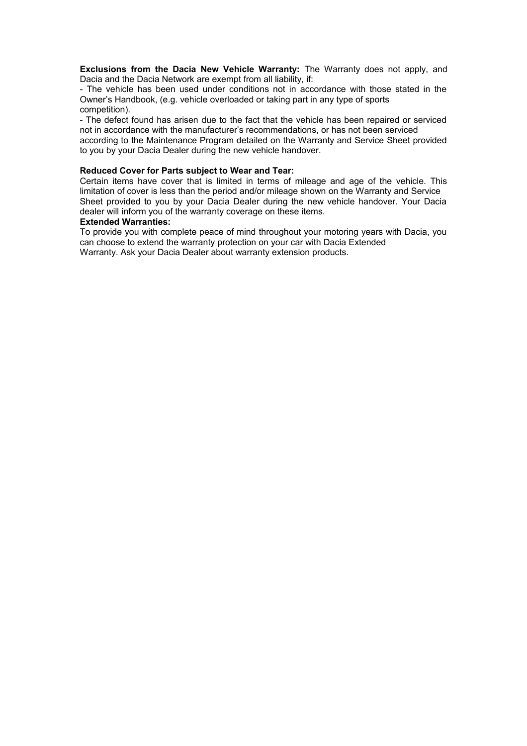**Exclusions from the Dacia New Vehicle Warranty:** The Warranty does not apply, and Dacia and the Dacia Network are exempt from all liability, if:

- The vehicle has been used under conditions not in accordance with those stated in the Owner's Handbook, (e.g. vehicle overloaded or taking part in any type of sports competition).
- The defect found has arisen due to the fact that the vehicle has been repaired or serviced not in accordance with the manufacturer's recommendations, or has not been serviced according to the Maintenance Program detailed on the Warranty and Service Sheet provided to you by your Dacia Dealer during the new vehicle handover.

**Reduced Cover for Parts subject to Wear and Tear:**

Certain items have cover that is limited in terms of mileage and age of the vehicle. This limitation of cover is less than the period and/or mileage shown on the Warranty and Service Sheet provided to you by your Dacia Dealer during the new vehicle handover. Your Dacia dealer will inform you of the warranty coverage on these items.

**Extended Warranties:**

To provide you with complete peace of mind throughout your motoring years with Dacia, you can choose to extend the warranty protection on your car with Dacia Extended Warranty. Ask your Dacia Dealer about warranty extension products.